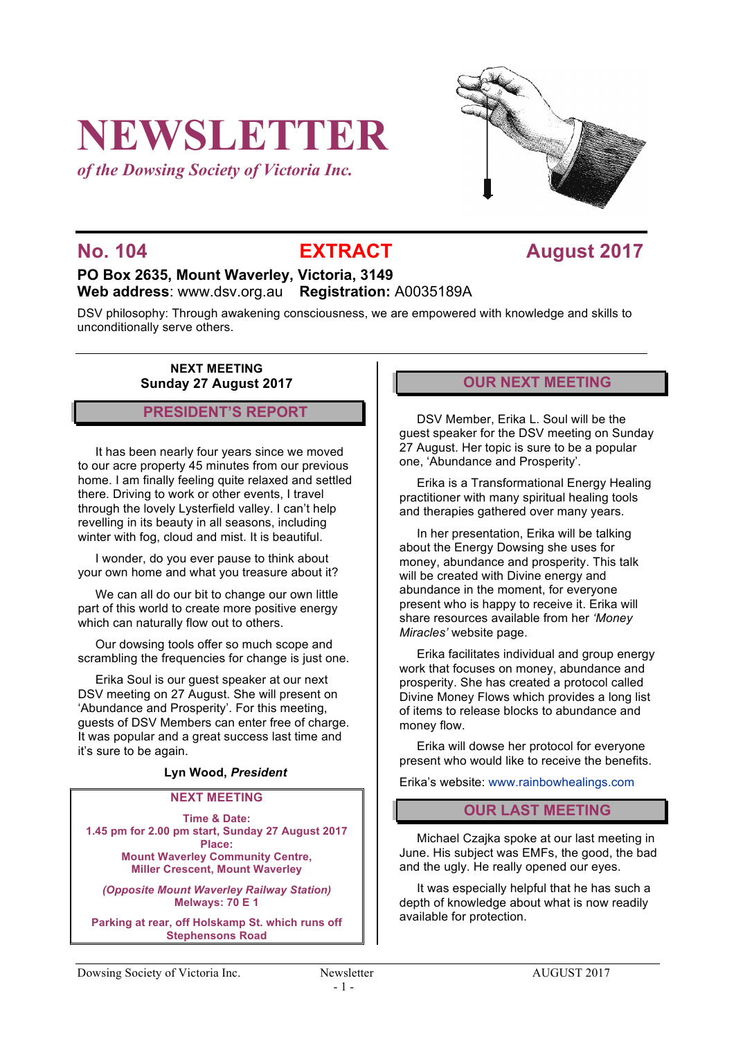# NEWSLETTER

*of the Dowsing Society of Victoria Inc.*

## No. 104 EXTRACT August 2017

**PO Box 2635, Mount Waverley, Victoria, 3149**
**Web address**: www.dsv.org.au **Registration:** A0035189A

DSV philosophy: Through awakening consciousness, we are empowered with knowledge and skills to unconditionally serve others.

**NEXT MEETING**
**Sunday 27 August 2017**

## PRESIDENT'S REPORT

It has been nearly four years since we moved to our acre property 45 minutes from our previous home. I am finally feeling quite relaxed and settled there. Driving to work or other events, I travel through the lovely Lysterfield valley. I can't help revelling in its beauty in all seasons, including winter with fog, cloud and mist. It is beautiful.

I wonder, do you ever pause to think about your own home and what you treasure about it?

We can all do our bit to change our own little part of this world to create more positive energy which can naturally flow out to others.

Our dowsing tools offer so much scope and scrambling the frequencies for change is just one.

Erika Soul is our guest speaker at our next DSV meeting on 27 August. She will present on 'Abundance and Prosperity'. For this meeting, guests of DSV Members can enter free of charge. It was popular and a great success last time and it's sure to be again.

**Lyn Wood, *President***

**NEXT MEETING**

**Time & Date:**
**1.45 pm for 2.00 pm start, Sunday 27 August 2017**
**Place:**
**Mount Waverley Community Centre,**
**Miller Crescent, Mount Waverley**

***(Opposite Mount Waverley Railway Station)***
**Melways: 70 E 1**

**Parking at rear, off Holskamp St. which runs off Stephensons Road**

## OUR NEXT MEETING

DSV Member, Erika L. Soul will be the guest speaker for the DSV meeting on Sunday 27 August. Her topic is sure to be a popular one, 'Abundance and Prosperity'.

Erika is a Transformational Energy Healing practitioner with many spiritual healing tools and therapies gathered over many years.

In her presentation, Erika will be talking about the Energy Dowsing she uses for money, abundance and prosperity. This talk will be created with Divine energy and abundance in the moment, for everyone present who is happy to receive it. Erika will share resources available from her *'Money Miracles'* website page.

Erika facilitates individual and group energy work that focuses on money, abundance and prosperity. She has created a protocol called Divine Money Flows which provides a long list of items to release blocks to abundance and money flow.

Erika will dowse her protocol for everyone present who would like to receive the benefits.

Erika's website: www.rainbowhealings.com

## OUR LAST MEETING

Michael Czajka spoke at our last meeting in June. His subject was EMFs, the good, the bad and the ugly. He really opened our eyes.

It was especially helpful that he has such a depth of knowledge about what is now readily available for protection.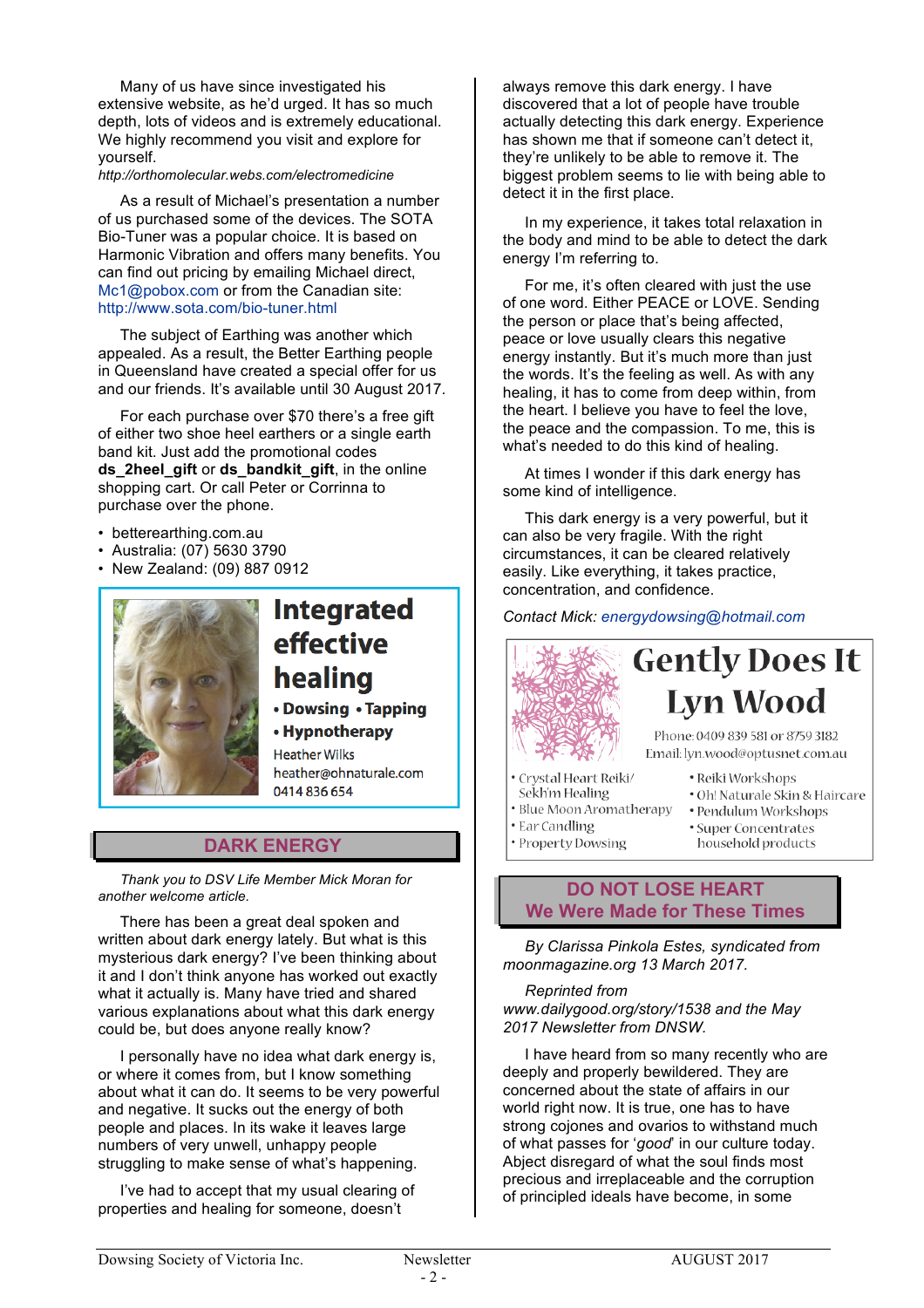Many of us have since investigated his extensive website, as he'd urged. It has so much depth, lots of videos and is extremely educational. We highly recommend you visit and explore for yourself.
*http://orthomolecular.webs.com/electromedicine*

As a result of Michael's presentation a number of us purchased some of the devices. The SOTA Bio-Tuner was a popular choice. It is based on Harmonic Vibration and offers many benefits. You can find out pricing by emailing Michael direct, Mc1@pobox.com or from the Canadian site: http://www.sota.com/bio-tuner.html

The subject of Earthing was another which appealed. As a result, the Better Earthing people in Queensland have created a special offer for us and our friends. It's available until 30 August 2017.

For each purchase over $70 there's a free gift of either two shoe heel earthers or a single earth band kit. Just add the promotional codes **ds_2heel_gift** or **ds_bandkit_gift**, in the online shopping cart. Or call Peter or Corrinna to purchase over the phone.

- betterearthing.com.au
- Australia: (07) 5630 3790
- New Zealand: (09) 887 0912

**Integrated effective healing**
- Dowsing • Tapping
- Hypnotherapy

Heather Wilks
heather@ohnaturale.com
0414 836 654

## DARK ENERGY

*Thank you to DSV Life Member Mick Moran for another welcome article.*

There has been a great deal spoken and written about dark energy lately. But what is this mysterious dark energy? I've been thinking about it and I don't think anyone has worked out exactly what it actually is. Many have tried and shared various explanations about what this dark energy could be, but does anyone really know?

I personally have no idea what dark energy is, or where it comes from, but I know something about what it can do. It seems to be very powerful and negative. It sucks out the energy of both people and places. In its wake it leaves large numbers of very unwell, unhappy people struggling to make sense of what's happening.

I've had to accept that my usual clearing of properties and healing for someone, doesn't always remove this dark energy. I have discovered that a lot of people have trouble actually detecting this dark energy. Experience has shown me that if someone can't detect it, they're unlikely to be able to remove it. The biggest problem seems to lie with being able to detect it in the first place.

In my experience, it takes total relaxation in the body and mind to be able to detect the dark energy I'm referring to.

For me, it's often cleared with just the use of one word. Either PEACE or LOVE. Sending the person or place that's being affected, peace or love usually clears this negative energy instantly. But it's much more than just the words. It's the feeling as well. As with any healing, it has to come from deep within, from the heart. I believe you have to feel the love, the peace and the compassion. To me, this is what's needed to do this kind of healing.

At times I wonder if this dark energy has some kind of intelligence.

This dark energy is a very powerful, but it can also be very fragile. With the right circumstances, it can be cleared relatively easily. Like everything, it takes practice, concentration, and confidence.

*Contact Mick: energydowsing@hotmail.com*

**Gently Does It**
**Lyn Wood**

Phone: 0409 839 581 or 8759 3182
Email: lyn.wood@optusnet.com.au

- Crystal Heart Reiki/ Sekh'm Healing
- Blue Moon Aromatherapy
- Ear Candling
- Property Dowsing
- Reiki Workshops
- Oh! Naturale Skin & Haircare
- Pendulum Workshops
- Super Concentrates household products

## DO NOT LOSE HEART
## We Were Made for These Times

*By Clarissa Pinkola Estes, syndicated from moonmagazine.org 13 March 2017.*

*Reprinted from www.dailygood.org/story/1538 and the May 2017 Newsletter from DNSW.*

I have heard from so many recently who are deeply and properly bewildered. They are concerned about the state of affairs in our world right now. It is true, one has to have strong cojones and ovarios to withstand much of what passes for '*good*' in our culture today. Abject disregard of what the soul finds most precious and irreplaceable and the corruption of principled ideals have become, in some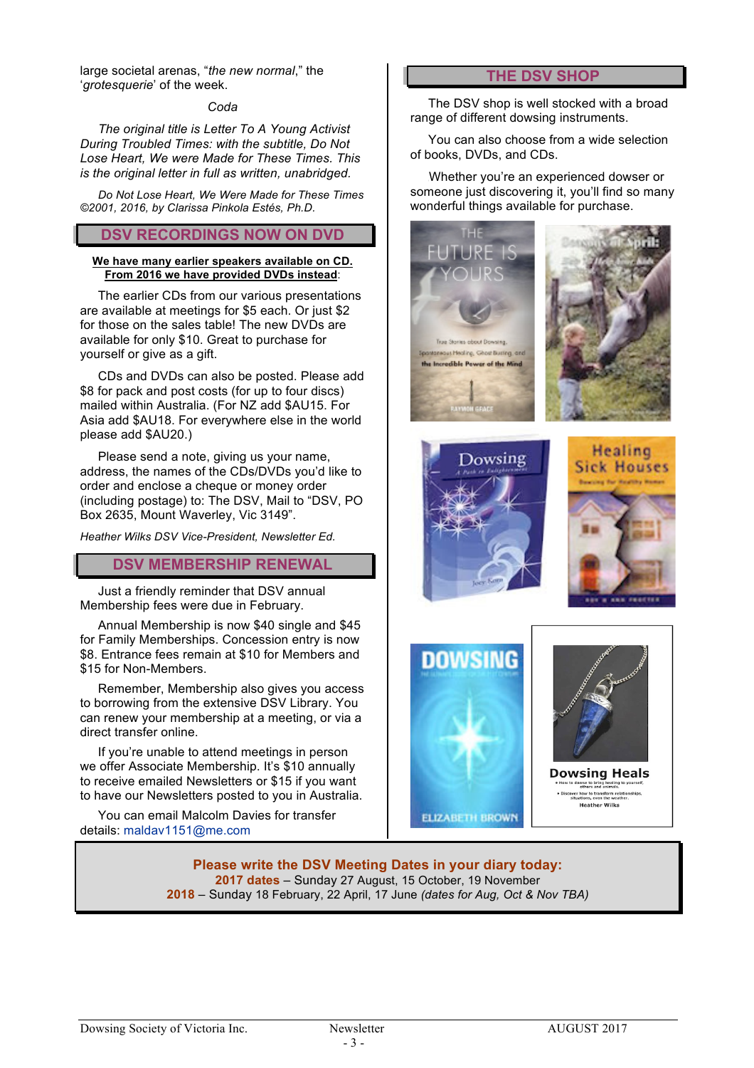large societal arenas, “*the new normal*,” the ‘*grotesquerie*’ of the week.

*Coda*

*The original title is Letter To A Young Activist During Troubled Times: with the subtitle, Do Not Lose Heart, We were Made for These Times. This is the original letter in full as written, unabridged.*

*Do Not Lose Heart, We Were Made for These Times ©2001, 2016, by Clarissa Pinkola Estés, Ph.D.*

## DSV RECORDINGS NOW ON DVD

**We have many earlier speakers available on CD. From 2016 we have provided DVDs instead:**

The earlier CDs from our various presentations are available at meetings for $5 each. Or just $2 for those on the sales table! The new DVDs are available for only $10. Great to purchase for yourself or give as a gift.

CDs and DVDs can also be posted. Please add $8 for pack and post costs (for up to four discs) mailed within Australia. (For NZ add $AU15. For Asia add $AU18. For everywhere else in the world please add $AU20.)

Please send a note, giving us your name, address, the names of the CDs/DVDs you’d like to order and enclose a cheque or money order (including postage) to: The DSV, Mail to “DSV, PO Box 2635, Mount Waverley, Vic 3149”.

*Heather Wilks DSV Vice-President, Newsletter Ed.*

## DSV MEMBERSHIP RENEWAL

Just a friendly reminder that DSV annual Membership fees were due in February.

Annual Membership is now $40 single and $45 for Family Memberships. Concession entry is now $8. Entrance fees remain at $10 for Members and $15 for Non-Members.

Remember, Membership also gives you access to borrowing from the extensive DSV Library. You can renew your membership at a meeting, or via a direct transfer online.

If you’re unable to attend meetings in person we offer Associate Membership. It’s $10 annually to receive emailed Newsletters or $15 if you want to have our Newsletters posted to you in Australia.

You can email Malcolm Davies for transfer details: maldav1151@me.com

## THE DSV SHOP

The DSV shop is well stocked with a broad range of different dowsing instruments.

You can also choose from a wide selection of books, DVDs, and CDs.

Whether you’re an experienced dowser or someone just discovering it, you’ll find so many wonderful things available for purchase.

**Please write the DSV Meeting Dates in your diary today:**
**2017 dates** – Sunday 27 August, 15 October, 19 November
**2018** – Sunday 18 February, 22 April, 17 June *(dates for Aug, Oct & Nov TBA)*